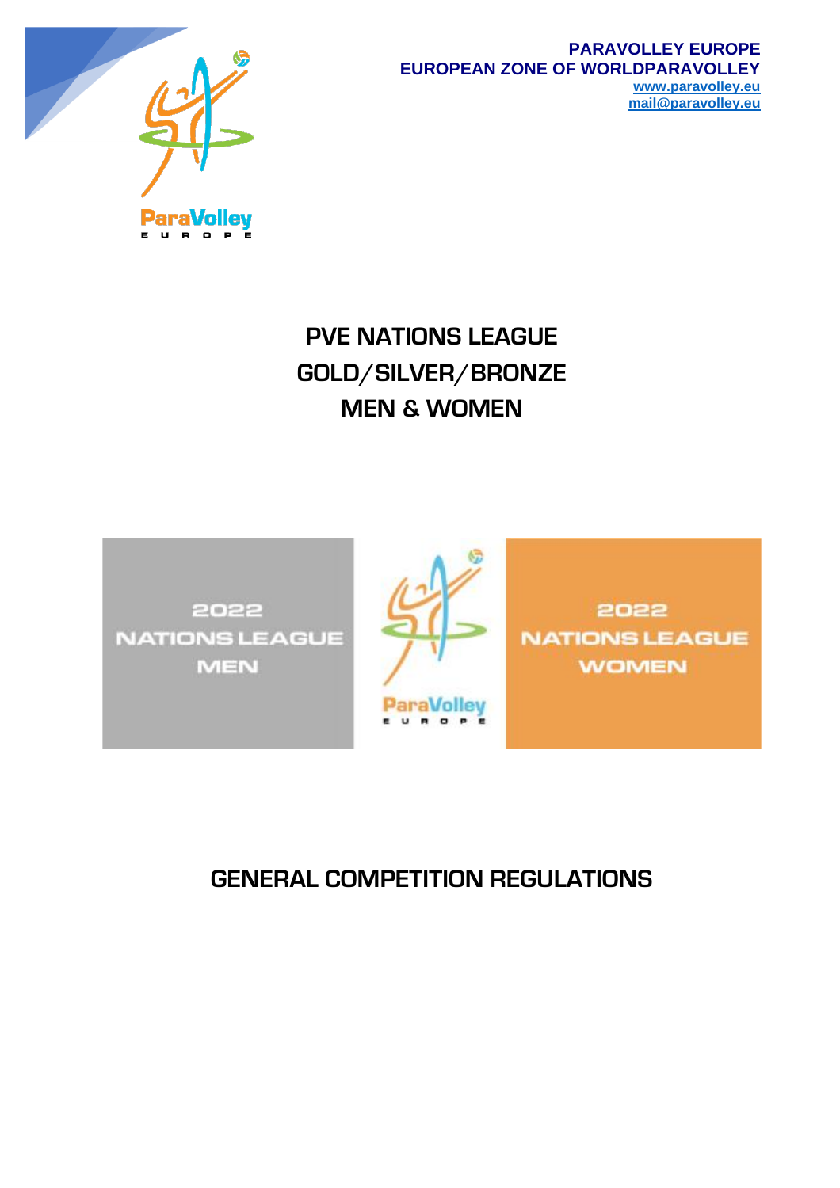PARAVOLLEY EUROPE
EUROPEAN ZONE OF WORLDPARAVOLLEY
www.paravolley.eu
mail@paravolley.eu

# PVE NATIONS LEAGUE
# GOLD/SILVER/BRONZE
# MEN & WOMEN

2022 NATIONS LEAGUE MEN

2022 NATIONS LEAGUE WOMEN

# GENERAL COMPETITION REGULATIONS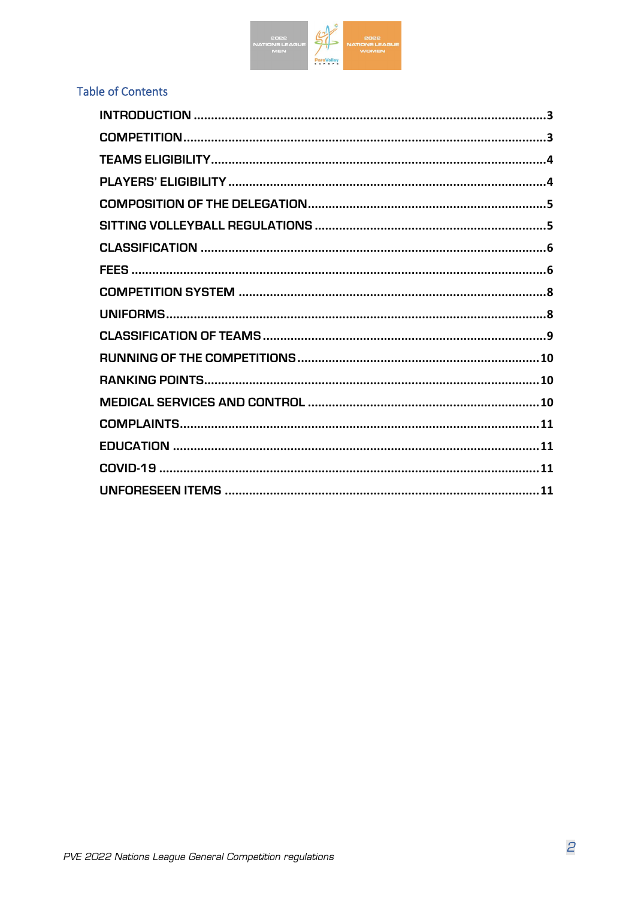## Table of Contents

| | |
|---|---|
| INTRODUCTION | 3 |
| COMPETITION | 3 |
| TEAMS ELIGIBILITY | 4 |
| PLAYERS' ELIGIBILITY | 4 |
| COMPOSITION OF THE DELEGATION | 5 |
| SITTING VOLLEYBALL REGULATIONS | 5 |
| CLASSIFICATION | 6 |
| FEES | 6 |
| COMPETITION SYSTEM | 8 |
| UNIFORMS | 8 |
| CLASSIFICATION OF TEAMS | 9 |
| RUNNING OF THE COMPETITIONS | 10 |
| RANKING POINTS | 10 |
| MEDICAL SERVICES AND CONTROL | 10 |
| COMPLAINTS | 11 |
| EDUCATION | 11 |
| COVID-19 | 11 |
| UNFORESEEN ITEMS | 11 |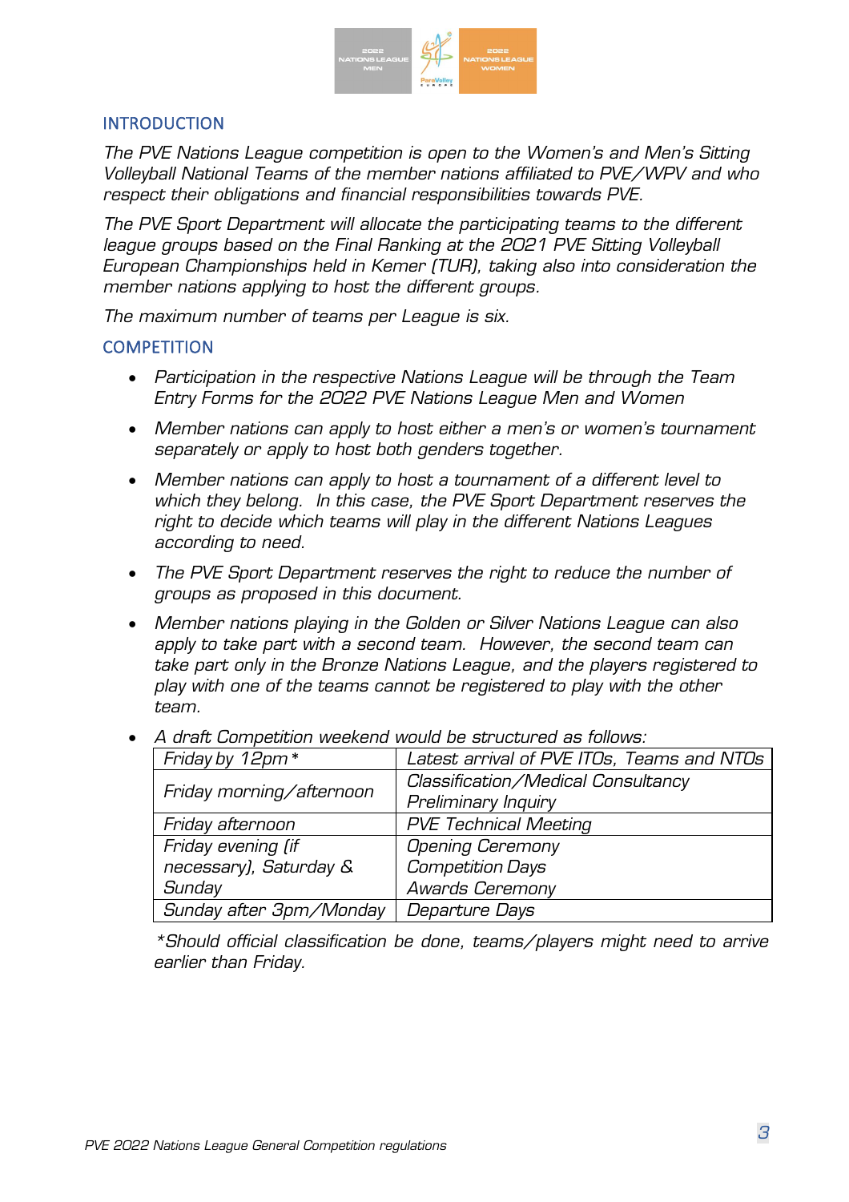## INTRODUCTION

*The PVE Nations League competition is open to the Women's and Men's Sitting Volleyball National Teams of the member nations affiliated to PVE/WPV and who respect their obligations and financial responsibilities towards PVE.*

*The PVE Sport Department will allocate the participating teams to the different league groups based on the Final Ranking at the 2021 PVE Sitting Volleyball European Championships held in Kemer (TUR), taking also into consideration the member nations applying to host the different groups.*

*The maximum number of teams per League is six.*

## COMPETITION

- *Participation in the respective Nations League will be through the Team Entry Forms for the 2022 PVE Nations League Men and Women*
- *Member nations can apply to host either a men's or women's tournament separately or apply to host both genders together.*
- *Member nations can apply to host a tournament of a different level to which they belong. In this case, the PVE Sport Department reserves the right to decide which teams will play in the different Nations Leagues according to need.*
- *The PVE Sport Department reserves the right to reduce the number of groups as proposed in this document.*
- *Member nations playing in the Golden or Silver Nations League can also apply to take part with a second team. However, the second team can take part only in the Bronze Nations League, and the players registered to play with one of the teams cannot be registered to play with the other team.*
- *A draft Competition weekend would be structured as follows:*

| *Friday by 12pm\** | *Latest arrival of PVE ITOs, Teams and NTOs* |
|---|---|
| *Friday morning/afternoon* | *Classification/Medical Consultancy Preliminary Inquiry* |
| *Friday afternoon* | *PVE Technical Meeting* |
| *Friday evening (if necessary), Saturday & Sunday* | *Opening Ceremony Competition Days Awards Ceremony* |
| *Sunday after 3pm/Monday* | *Departure Days* |

*\*Should official classification be done, teams/players might need to arrive earlier than Friday.*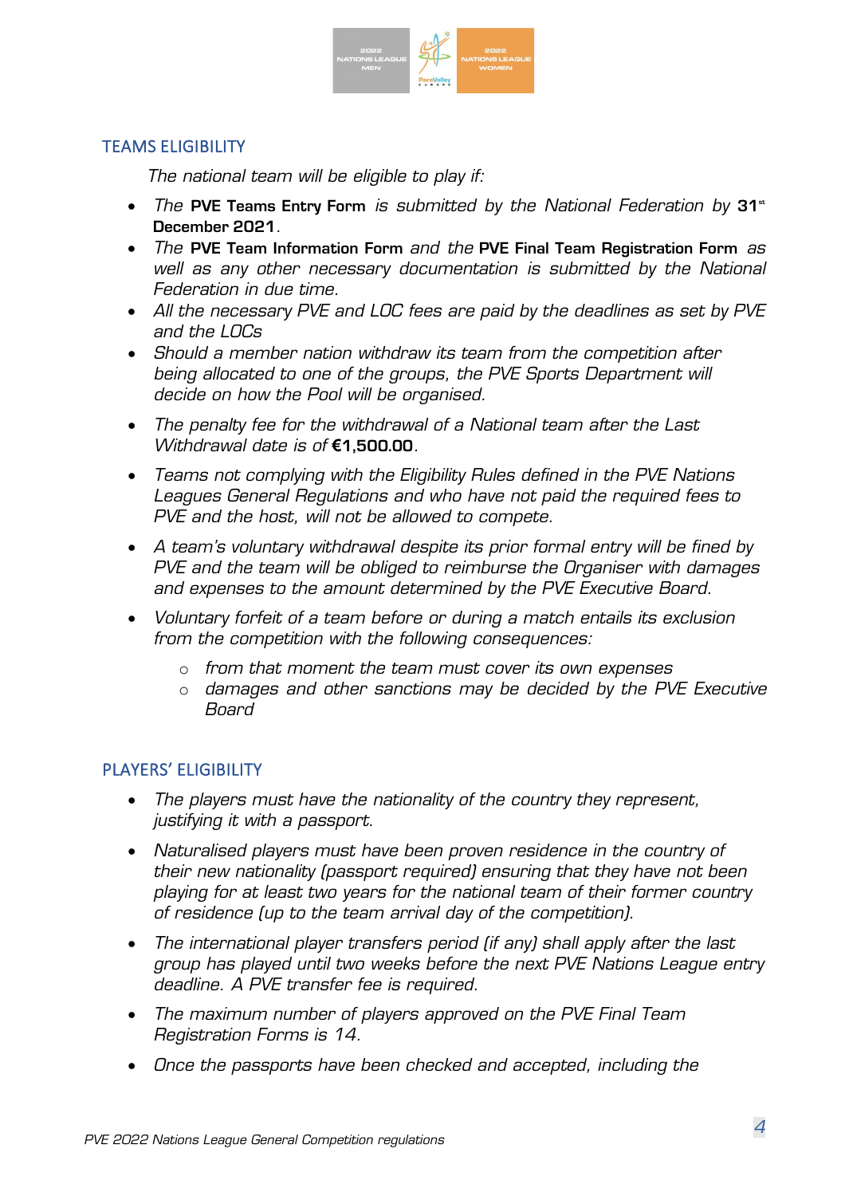## TEAMS ELIGIBILITY

*The national team will be eligible to play if:*

- *The* **PVE Teams Entry Form** *is submitted by the National Federation by* **31st December 2021***.*
- *The* **PVE Team Information Form** *and the* **PVE Final Team Registration Form** *as well as any other necessary documentation is submitted by the National Federation in due time.*
- *All the necessary PVE and LOC fees are paid by the deadlines as set by PVE and the LOCs*
- *Should a member nation withdraw its team from the competition after being allocated to one of the groups, the PVE Sports Department will decide on how the Pool will be organised.*
- *The penalty fee for the withdrawal of a National team after the Last Withdrawal date is of* **€1,500.00***.*
- *Teams not complying with the Eligibility Rules defined in the PVE Nations Leagues General Regulations and who have not paid the required fees to PVE and the host, will not be allowed to compete.*
- *A team's voluntary withdrawal despite its prior formal entry will be fined by PVE and the team will be obliged to reimburse the Organiser with damages and expenses to the amount determined by the PVE Executive Board.*
- *Voluntary forfeit of a team before or during a match entails its exclusion from the competition with the following consequences:*
  - *from that moment the team must cover its own expenses*
  - *damages and other sanctions may be decided by the PVE Executive Board*

## PLAYERS' ELIGIBILITY

- *The players must have the nationality of the country they represent, justifying it with a passport.*
- *Naturalised players must have been proven residence in the country of their new nationality (passport required) ensuring that they have not been playing for at least two years for the national team of their former country of residence (up to the team arrival day of the competition).*
- *The international player transfers period (if any) shall apply after the last group has played until two weeks before the next PVE Nations League entry deadline. A PVE transfer fee is required.*
- *The maximum number of players approved on the PVE Final Team Registration Forms is 14.*
- *Once the passports have been checked and accepted, including the*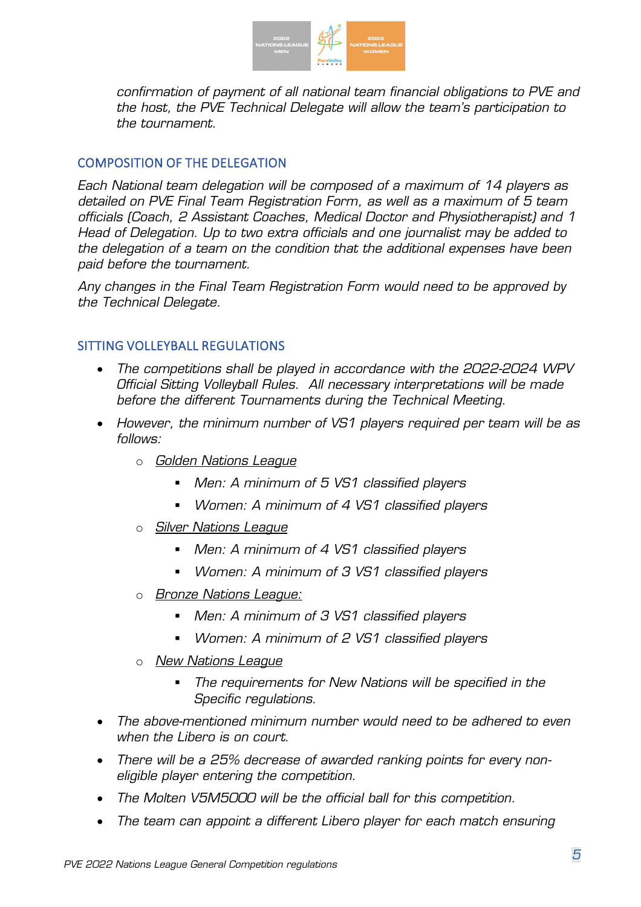*confirmation of payment of all national team financial obligations to PVE and the host, the PVE Technical Delegate will allow the team's participation to the tournament.*

## COMPOSITION OF THE DELEGATION

*Each National team delegation will be composed of a maximum of 14 players as detailed on PVE Final Team Registration Form, as well as a maximum of 5 team officials (Coach, 2 Assistant Coaches, Medical Doctor and Physiotherapist) and 1 Head of Delegation. Up to two extra officials and one journalist may be added to the delegation of a team on the condition that the additional expenses have been paid before the tournament.*

*Any changes in the Final Team Registration Form would need to be approved by the Technical Delegate.*

## SITTING VOLLEYBALL REGULATIONS

- *The competitions shall be played in accordance with the 2022-2024 WPV Official Sitting Volleyball Rules. All necessary interpretations will be made before the different Tournaments during the Technical Meeting.*
- *However, the minimum number of VS1 players required per team will be as follows:*
  - *Golden Nations League*
    - *Men: A minimum of 5 VS1 classified players*
    - *Women: A minimum of 4 VS1 classified players*
  - *Silver Nations League*
    - *Men: A minimum of 4 VS1 classified players*
    - *Women: A minimum of 3 VS1 classified players*
  - *Bronze Nations League:*
    - *Men: A minimum of 3 VS1 classified players*
    - *Women: A minimum of 2 VS1 classified players*
  - *New Nations League*
    - *The requirements for New Nations will be specified in the Specific regulations.*
- *The above-mentioned minimum number would need to be adhered to even when the Libero is on court.*
- *There will be a 25% decrease of awarded ranking points for every non-eligible player entering the competition.*
- *The Molten V5M5000 will be the official ball for this competition.*
- *The team can appoint a different Libero player for each match ensuring*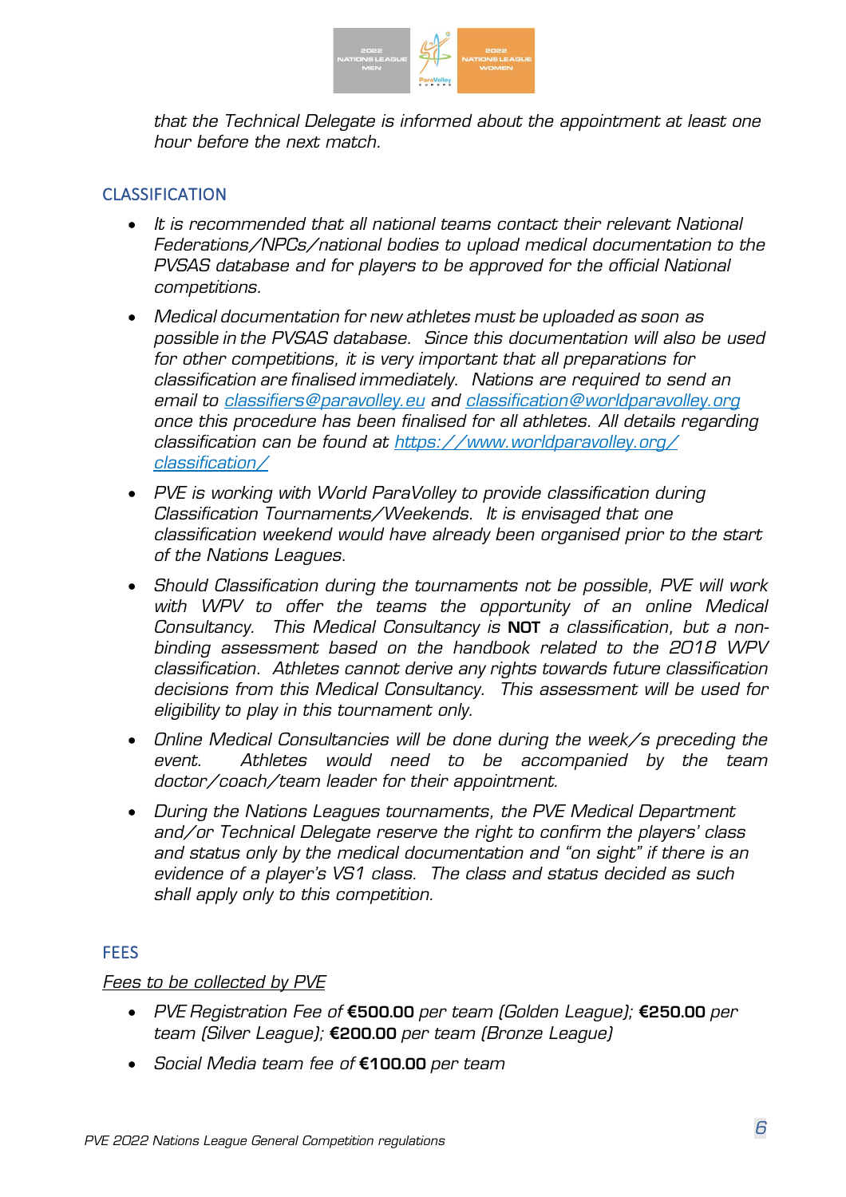*that the Technical Delegate is informed about the appointment at least one hour before the next match.*

## CLASSIFICATION

- *It is recommended that all national teams contact their relevant National Federations/NPCs/national bodies to upload medical documentation to the PVSAS database and for players to be approved for the official National competitions.*
- *Medical documentation for new athletes must be uploaded as soon as possible in the PVSAS database. Since this documentation will also be used for other competitions, it is very important that all preparations for classification are finalised immediately. Nations are required to send an email to [classifiers@paravolley.eu](mailto:classifiers@paravolley.eu) and [classification@worldparavolley.org](mailto:classification@worldparavolley.org) once this procedure has been finalised for all athletes. All details regarding classification can be found at [https://www.worldparavolley.org/classification/](https://www.worldparavolley.org/classification/)*
- *PVE is working with World ParaVolley to provide classification during Classification Tournaments/Weekends. It is envisaged that one classification weekend would have already been organised prior to the start of the Nations Leagues.*
- *Should Classification during the tournaments not be possible, PVE will work with WPV to offer the teams the opportunity of an online Medical Consultancy. This Medical Consultancy is* **NOT** *a classification, but a non-binding assessment based on the handbook related to the 2018 WPV classification. Athletes cannot derive any rights towards future classification decisions from this Medical Consultancy. This assessment will be used for eligibility to play in this tournament only.*
- *Online Medical Consultancies will be done during the week/s preceding the event. Athletes would need to be accompanied by the team doctor/coach/team leader for their appointment.*
- *During the Nations Leagues tournaments, the PVE Medical Department and/or Technical Delegate reserve the right to confirm the players' class and status only by the medical documentation and "on sight" if there is an evidence of a player's VS1 class. The class and status decided as such shall apply only to this competition.*

## FEES

<u>*Fees to be collected by PVE*</u>

- *PVE Registration Fee of* **€500.00** *per team (Golden League);* **€250.00** *per team (Silver League);* **€200.00** *per team (Bronze League)*
- *Social Media team fee of* **€100.00** *per team*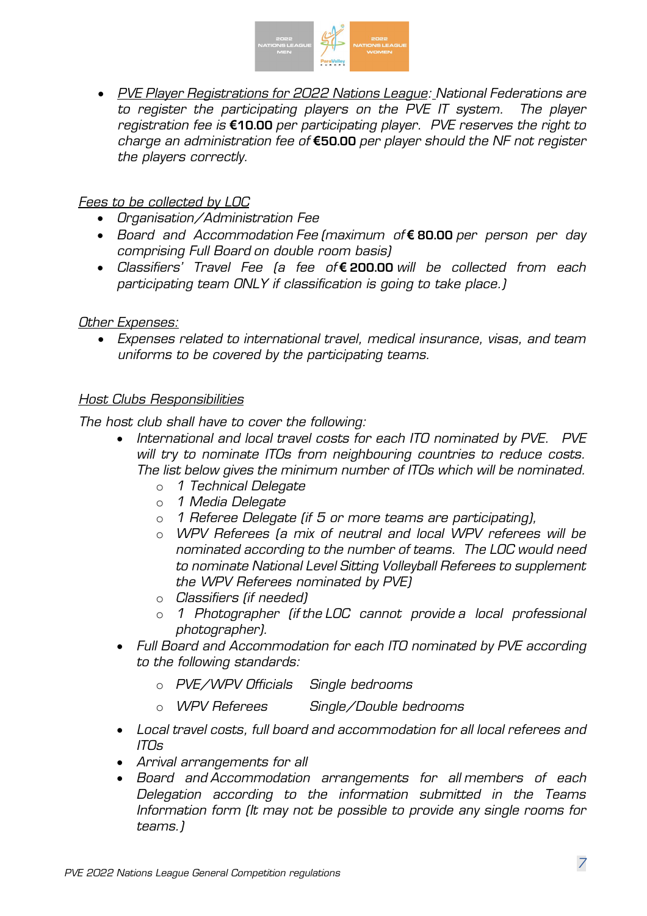- *PVE Player Registrations for 2022 Nations League: National Federations are to register the participating players on the PVE IT system. The player registration fee is* **€10.00** *per participating player. PVE reserves the right to charge an administration fee of* **€50.00** *per player should the NF not register the players correctly.*

*Fees to be collected by LOC*

- *Organisation/Administration Fee*
- *Board and Accommodation Fee (maximum of* **€ 80.00** *per person per day comprising Full Board on double room basis)*
- *Classifiers' Travel Fee (a fee of* **€ 200.00** *will be collected from each participating team ONLY if classification is going to take place.)*

*Other Expenses:*

- *Expenses related to international travel, medical insurance, visas, and team uniforms to be covered by the participating teams.*

*Host Clubs Responsibilities*

*The host club shall have to cover the following:*

- *International and local travel costs for each ITO nominated by PVE. PVE will try to nominate ITOs from neighbouring countries to reduce costs. The list below gives the minimum number of ITOs which will be nominated.*
  - *1 Technical Delegate*
  - *1 Media Delegate*
  - *1 Referee Delegate (if 5 or more teams are participating),*
  - *WPV Referees (a mix of neutral and local WPV referees will be nominated according to the number of teams. The LOC would need to nominate National Level Sitting Volleyball Referees to supplement the WPV Referees nominated by PVE)*
  - *Classifiers (if needed)*
  - *1 Photographer (if the LOC cannot provide a local professional photographer).*
- *Full Board and Accommodation for each ITO nominated by PVE according to the following standards:*
  - *PVE/WPV Officials   Single bedrooms*
  - *WPV Referees   Single/Double bedrooms*
- *Local travel costs, full board and accommodation for all local referees and ITOs*
- *Arrival arrangements for all*
- *Board and Accommodation arrangements for all members of each Delegation according to the information submitted in the Teams Information form (It may not be possible to provide any single rooms for teams.)*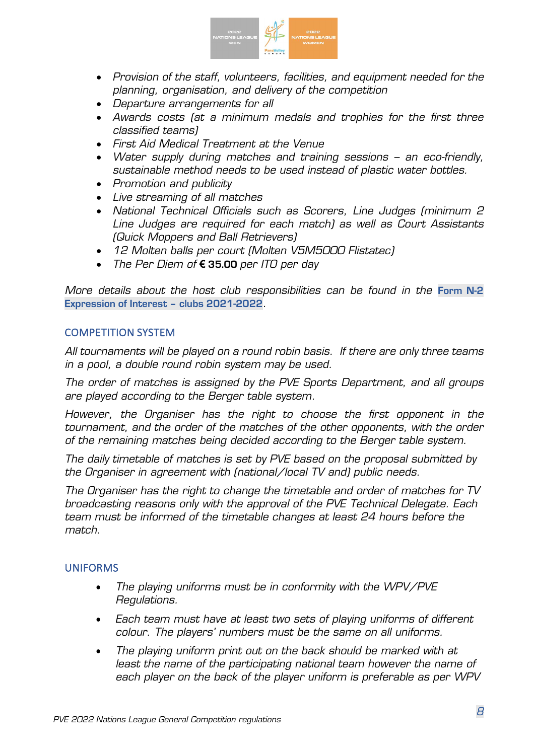- *Provision of the staff, volunteers, facilities, and equipment needed for the planning, organisation, and delivery of the competition*
- *Departure arrangements for all*
- *Awards costs (at a minimum medals and trophies for the first three classified teams)*
- *First Aid Medical Treatment at the Venue*
- *Water supply during matches and training sessions – an eco-friendly, sustainable method needs to be used instead of plastic water bottles.*
- *Promotion and publicity*
- *Live streaming of all matches*
- *National Technical Officials such as Scorers, Line Judges (minimum 2 Line Judges are required for each match) as well as Court Assistants (Quick Moppers and Ball Retrievers)*
- *12 Molten balls per court (Molten V5M5000 Flistatec)*
- *The Per Diem of* **€ 35.00** *per ITO per day*

*More details about the host club responsibilities can be found in the* **Form N-2 Expression of Interest – clubs 2021-2022**.

## COMPETITION SYSTEM

*All tournaments will be played on a round robin basis. If there are only three teams in a pool, a double round robin system may be used.*

*The order of matches is assigned by the PVE Sports Department, and all groups are played according to the Berger table system.*

*However, the Organiser has the right to choose the first opponent in the tournament, and the order of the matches of the other opponents, with the order of the remaining matches being decided according to the Berger table system.*

*The daily timetable of matches is set by PVE based on the proposal submitted by the Organiser in agreement with (national/local TV and) public needs.*

*The Organiser has the right to change the timetable and order of matches for TV broadcasting reasons only with the approval of the PVE Technical Delegate. Each team must be informed of the timetable changes at least 24 hours before the match.*

## UNIFORMS

- *The playing uniforms must be in conformity with the WPV/PVE Regulations.*
- *Each team must have at least two sets of playing uniforms of different colour. The players' numbers must be the same on all uniforms.*
- *The playing uniform print out on the back should be marked with at least the name of the participating national team however the name of each player on the back of the player uniform is preferable as per WPV*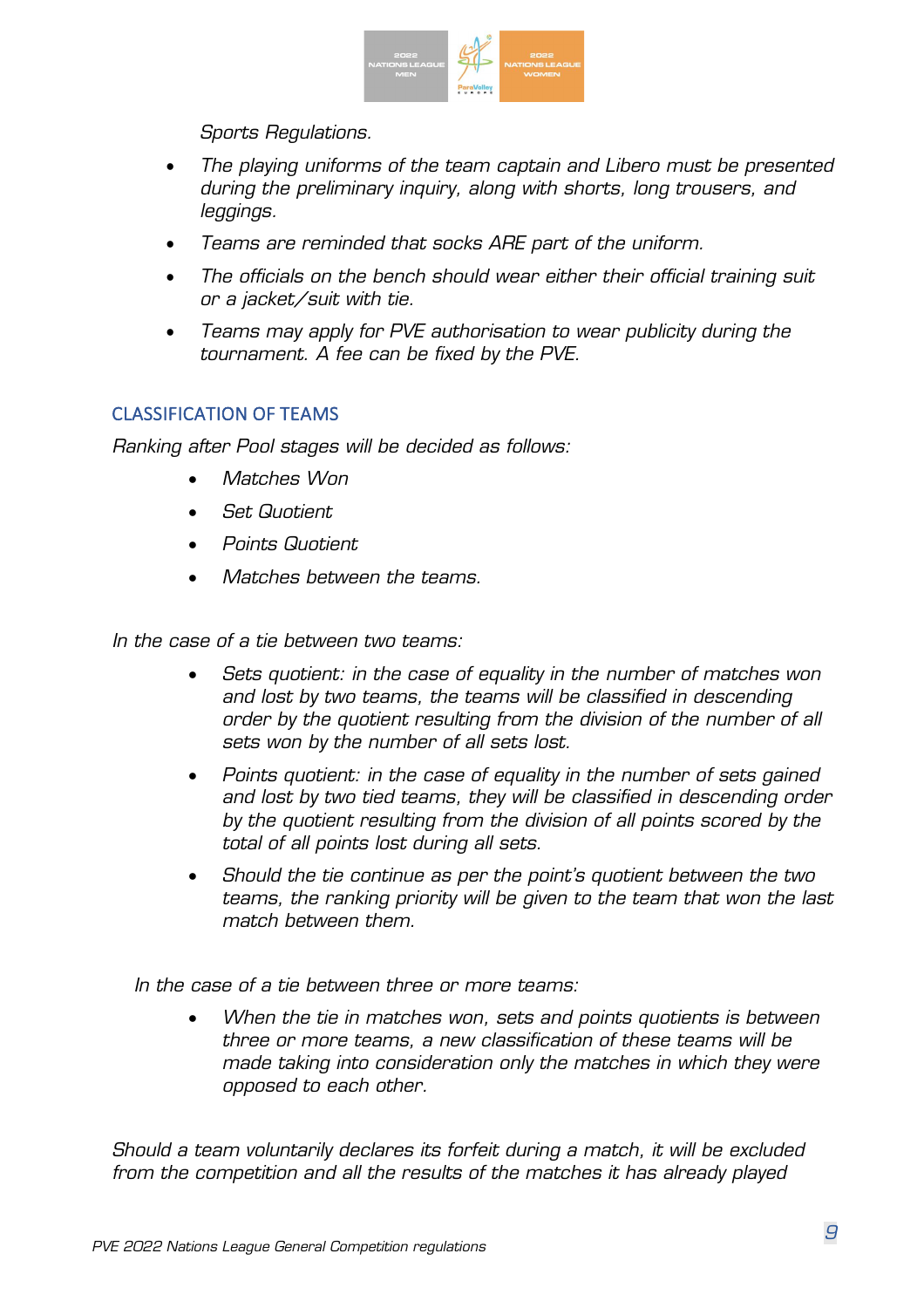*Sports Regulations.*

- *The playing uniforms of the team captain and Libero must be presented during the preliminary inquiry, along with shorts, long trousers, and leggings.*
- *Teams are reminded that socks ARE part of the uniform.*
- *The officials on the bench should wear either their official training suit or a jacket/suit with tie.*
- *Teams may apply for PVE authorisation to wear publicity during the tournament. A fee can be fixed by the PVE.*

## CLASSIFICATION OF TEAMS

*Ranking after Pool stages will be decided as follows:*

- *Matches Won*
- *Set Quotient*
- *Points Quotient*
- *Matches between the teams.*

*In the case of a tie between two teams:*

- *Sets quotient: in the case of equality in the number of matches won and lost by two teams, the teams will be classified in descending order by the quotient resulting from the division of the number of all sets won by the number of all sets lost.*
- *Points quotient: in the case of equality in the number of sets gained and lost by two tied teams, they will be classified in descending order by the quotient resulting from the division of all points scored by the total of all points lost during all sets.*
- *Should the tie continue as per the point's quotient between the two teams, the ranking priority will be given to the team that won the last match between them.*

*In the case of a tie between three or more teams:*

- *When the tie in matches won, sets and points quotients is between three or more teams, a new classification of these teams will be made taking into consideration only the matches in which they were opposed to each other.*

*Should a team voluntarily declares its forfeit during a match, it will be excluded from the competition and all the results of the matches it has already played*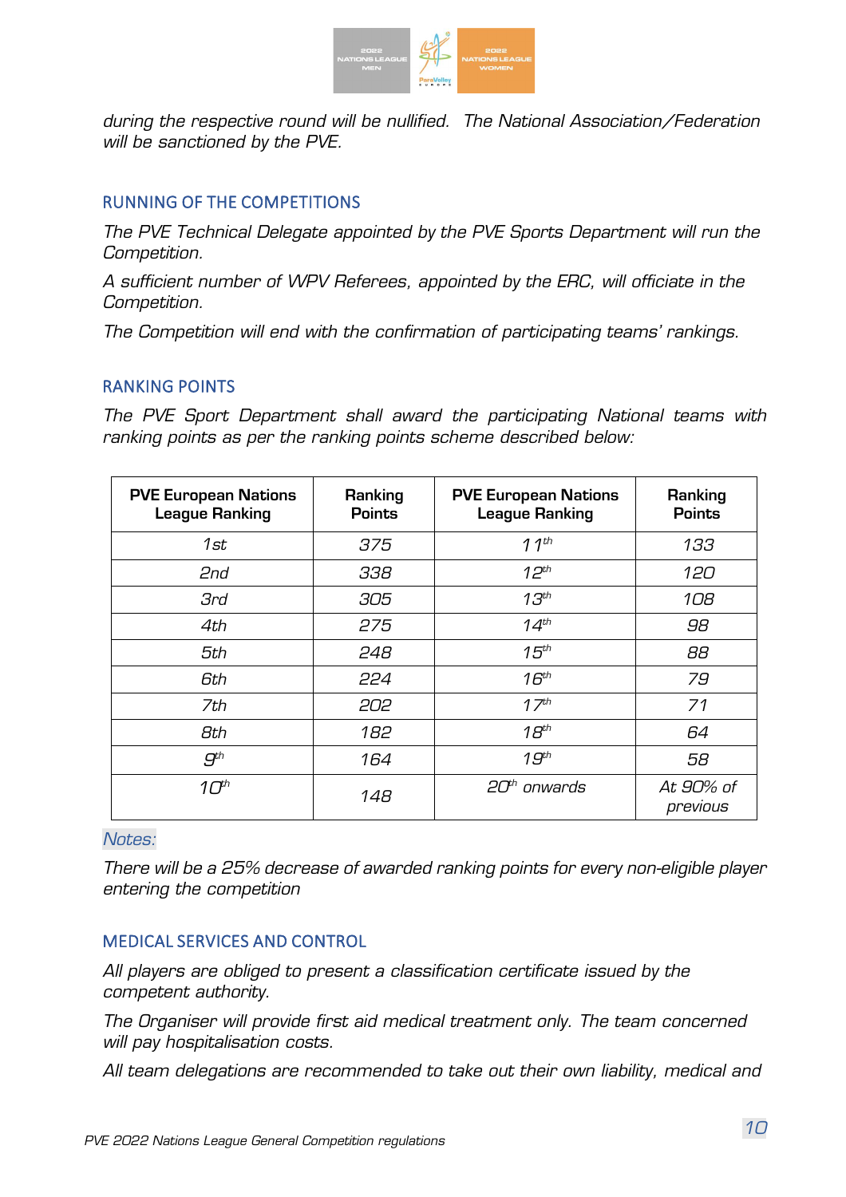*during the respective round will be nullified. The National Association/Federation will be sanctioned by the PVE.*

## RUNNING OF THE COMPETITIONS

*The PVE Technical Delegate appointed by the PVE Sports Department will run the Competition.*

*A sufficient number of WPV Referees, appointed by the ERC, will officiate in the Competition.*

*The Competition will end with the confirmation of participating teams' rankings.*

## RANKING POINTS

*The PVE Sport Department shall award the participating National teams with ranking points as per the ranking points scheme described below:*

| PVE European Nations League Ranking | Ranking Points | PVE European Nations League Ranking | Ranking Points |
|---|---|---|---|
| 1st | 375 | 11th | 133 |
| 2nd | 338 | 12th | 120 |
| 3rd | 305 | 13th | 108 |
| 4th | 275 | 14th | 98 |
| 5th | 248 | 15th | 88 |
| 6th | 224 | 16th | 79 |
| 7th | 202 | 17th | 71 |
| 8th | 182 | 18th | 64 |
| 9th | 164 | 19th | 58 |
| 10th | 148 | 20th onwards | At 90% of previous |

*Notes:*

*There will be a 25% decrease of awarded ranking points for every non-eligible player entering the competition*

## MEDICAL SERVICES AND CONTROL

*All players are obliged to present a classification certificate issued by the competent authority.*

*The Organiser will provide first aid medical treatment only. The team concerned will pay hospitalisation costs.*

*All team delegations are recommended to take out their own liability, medical and*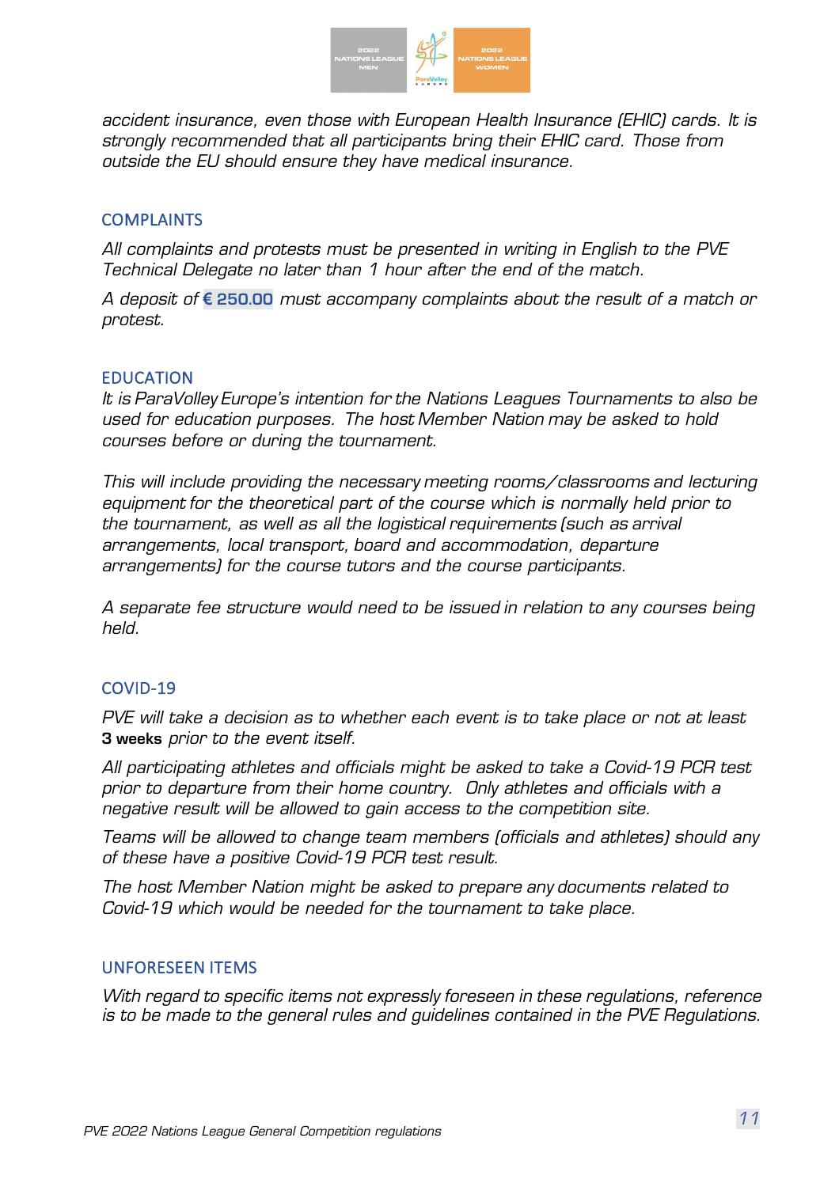*accident insurance, even those with European Health Insurance (EHIC) cards. It is strongly recommended that all participants bring their EHIC card. Those from outside the EU should ensure they have medical insurance.*

## COMPLAINTS

*All complaints and protests must be presented in writing in English to the PVE Technical Delegate no later than 1 hour after the end of the match.*

*A deposit of* **€ 250.00** *must accompany complaints about the result of a match or protest.*

## EDUCATION

*It is ParaVolley Europe's intention for the Nations Leagues Tournaments to also be used for education purposes. The host Member Nation may be asked to hold courses before or during the tournament.*

*This will include providing the necessary meeting rooms/classrooms and lecturing equipment for the theoretical part of the course which is normally held prior to the tournament, as well as all the logistical requirements (such as arrival arrangements, local transport, board and accommodation, departure arrangements) for the course tutors and the course participants.*

*A separate fee structure would need to be issued in relation to any courses being held.*

## COVID-19

*PVE will take a decision as to whether each event is to take place or not at least* **3 weeks** *prior to the event itself.*

*All participating athletes and officials might be asked to take a Covid-19 PCR test prior to departure from their home country. Only athletes and officials with a negative result will be allowed to gain access to the competition site.*

*Teams will be allowed to change team members (officials and athletes) should any of these have a positive Covid-19 PCR test result.*

*The host Member Nation might be asked to prepare any documents related to Covid-19 which would be needed for the tournament to take place.*

## UNFORESEEN ITEMS

*With regard to specific items not expressly foreseen in these regulations, reference is to be made to the general rules and guidelines contained in the PVE Regulations.*